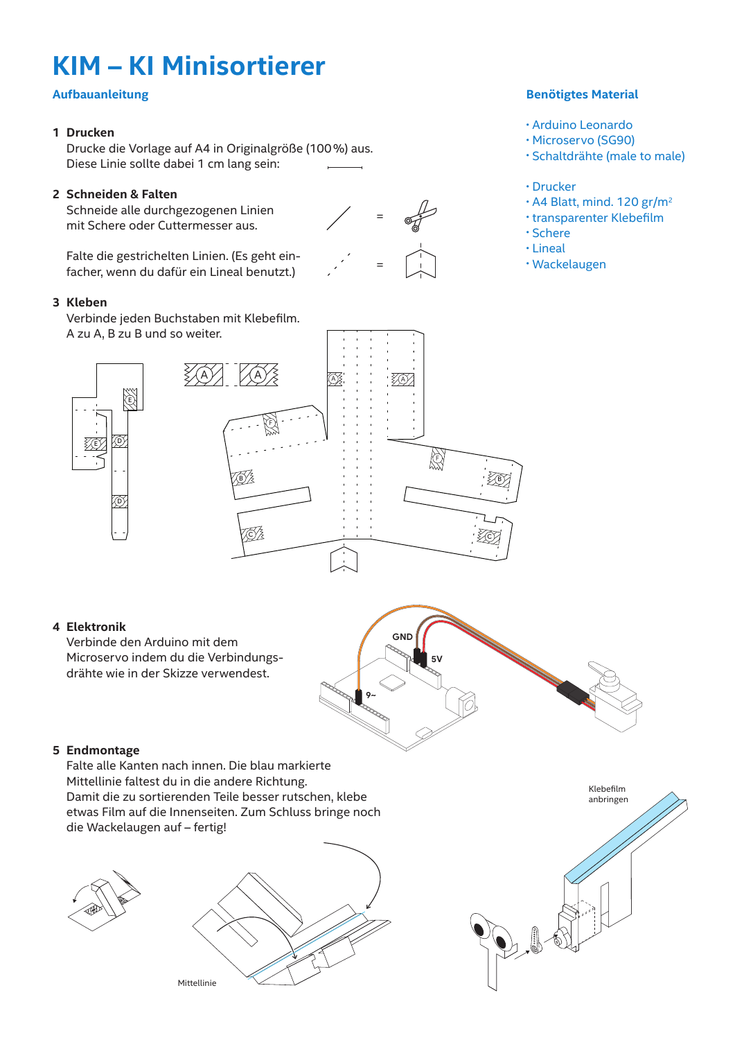# KIM – KI Minisortierer

### Aufbauanleitung

**1 Drucken**
Drucke die Vorlage auf A4 in Originalgröße (100 %) aus.
Diese Linie sollte dabei 1 cm lang sein:

**2 Schneiden & Falten**
Schneide alle durchgezogenen Linien mit Schere oder Cuttermesser aus.

Falte die gestrichelten Linien. (Es geht einfacher, wenn du dafür ein Lineal benutzt.)

**3 Kleben**
Verbinde jeden Buchstaben mit Klebefilm.
A zu A, B zu B und so weiter.

**4 Elektronik**
Verbinde den Arduino mit dem Microservo indem du die Verbindungsdrähte wie in der Skizze verwendest.

GND

5V

9~

**5 Endmontage**
Falte alle Kanten nach innen. Die blau markierte Mittellinie faltest du in die andere Richtung.
Damit die zu sortierenden Teile besser rutschen, klebe etwas Film auf die Innenseiten. Zum Schluss bringe noch die Wackelaugen auf – fertig!

Mittellinie

Klebefilm anbringen

### Benötigtes Material

- Arduino Leonardo
- Microservo (SG90)
- Schaltdrähte (male to male)

- Drucker
- A4 Blatt, mind. 120 gr/m²
- transparenter Klebefilm
- Schere
- Lineal
- Wackelaugen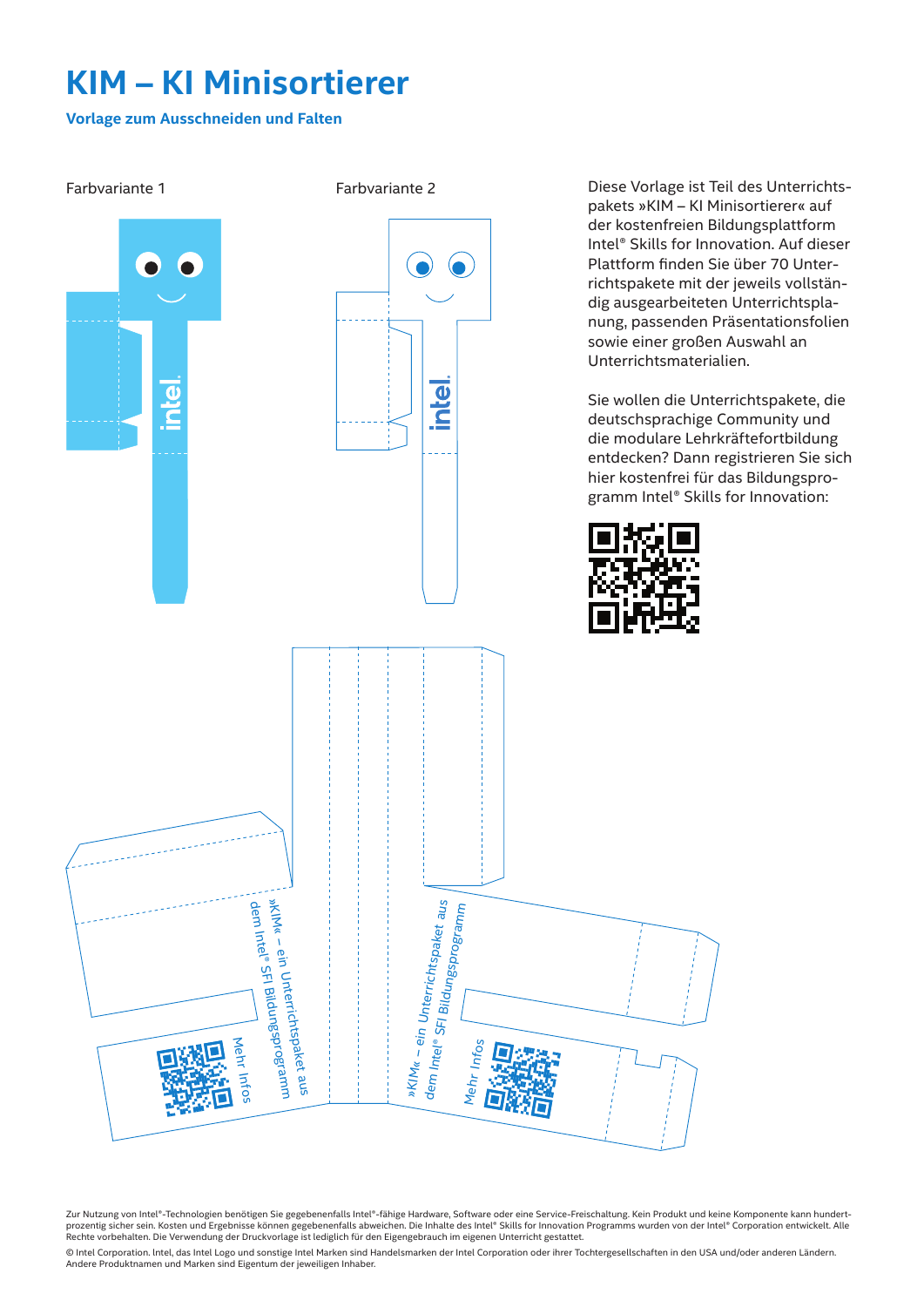# KIM – KI Minisortierer

**Vorlage zum Ausschneiden und Falten**

Farbvariante 1

Farbvariante 2

Diese Vorlage ist Teil des Unterrichtspakets »KIM – KI Minisortierer« auf der kostenfreien Bildungsplattform Intel® Skills for Innovation. Auf dieser Plattform finden Sie über 70 Unterrichtspakete mit der jeweils vollständig ausgearbeiteten Unterrichtsplanung, passenden Präsentationsfolien sowie einer großen Auswahl an Unterrichtsmaterialien.

Sie wollen die Unterrichtspakete, die deutschsprachige Community und die modulare Lehrkräftefortbildung entdecken? Dann registrieren Sie sich hier kostenfrei für das Bildungsprogramm Intel® Skills for Innovation:

intel.

»KIM« – ein Unterrichtspaket aus dem Intel® SFI Bildungsprogramm

Mehr Infos

Zur Nutzung von Intel®-Technologien benötigen Sie gegebenenfalls Intel®-fähige Hardware, Software oder eine Service-Freischaltung. Kein Produkt und keine Komponente kann hundertprozentig sicher sein. Kosten und Ergebnisse können gegebenenfalls abweichen. Die Inhalte des Intel® Skills for Innovation Programms wurden von der Intel® Corporation entwickelt. Alle Rechte vorbehalten. Die Verwendung der Druckvorlage ist lediglich für den Eigengebrauch im eigenen Unterricht gestattet.

© Intel Corporation. Intel, das Intel Logo und sonstige Intel Marken sind Handelsmarken der Intel Corporation oder ihrer Tochtergesellschaften in den USA und/oder anderen Ländern. Andere Produktnamen und Marken sind Eigentum der jeweiligen Inhaber.